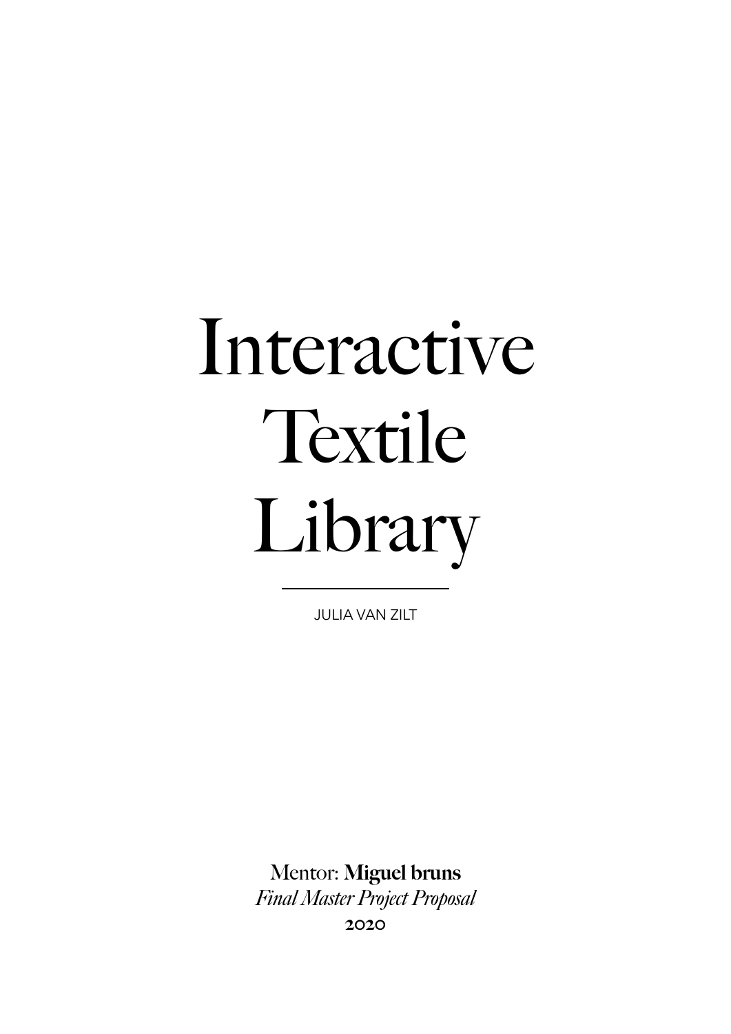# Interactive Textile Library

---

JULIA VAN ZILT

Mentor: **Miguel bruns**

*Final Master Project Proposal*

**2020**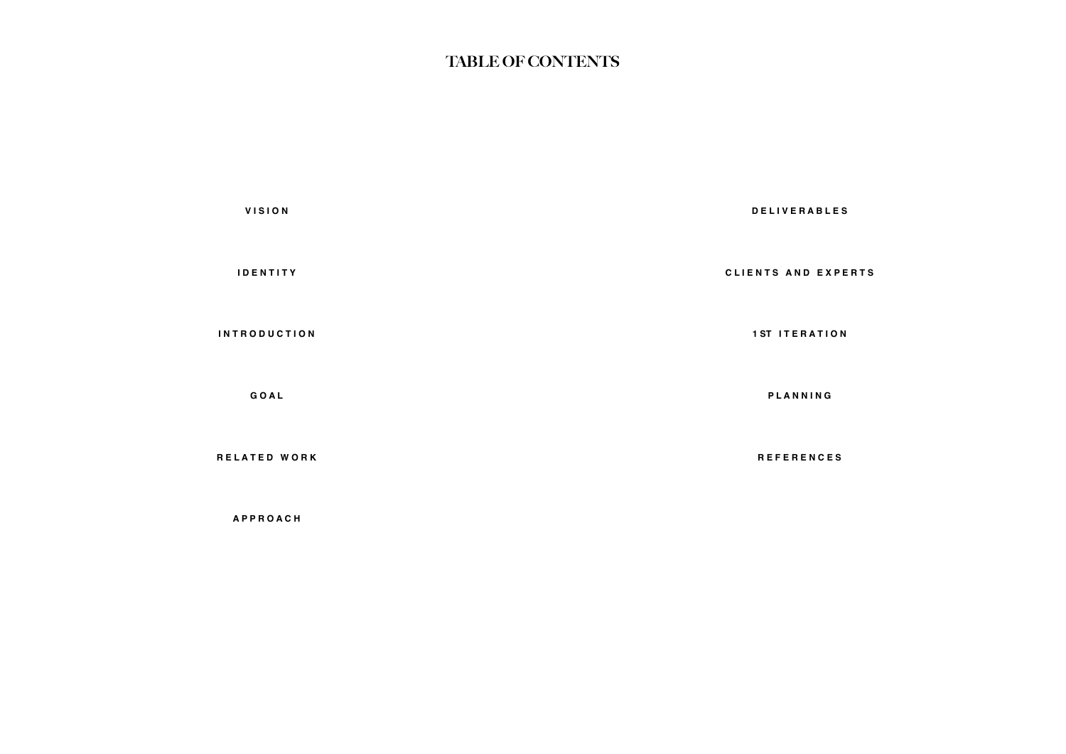# TABLE OF CONTENTS

VISION

IDENTITY

INTRODUCTION

GOAL

RELATED WORK

APPROACH

DELIVERABLES

CLIENTS AND EXPERTS

1ST ITERATION

PLANNING

REFERENCES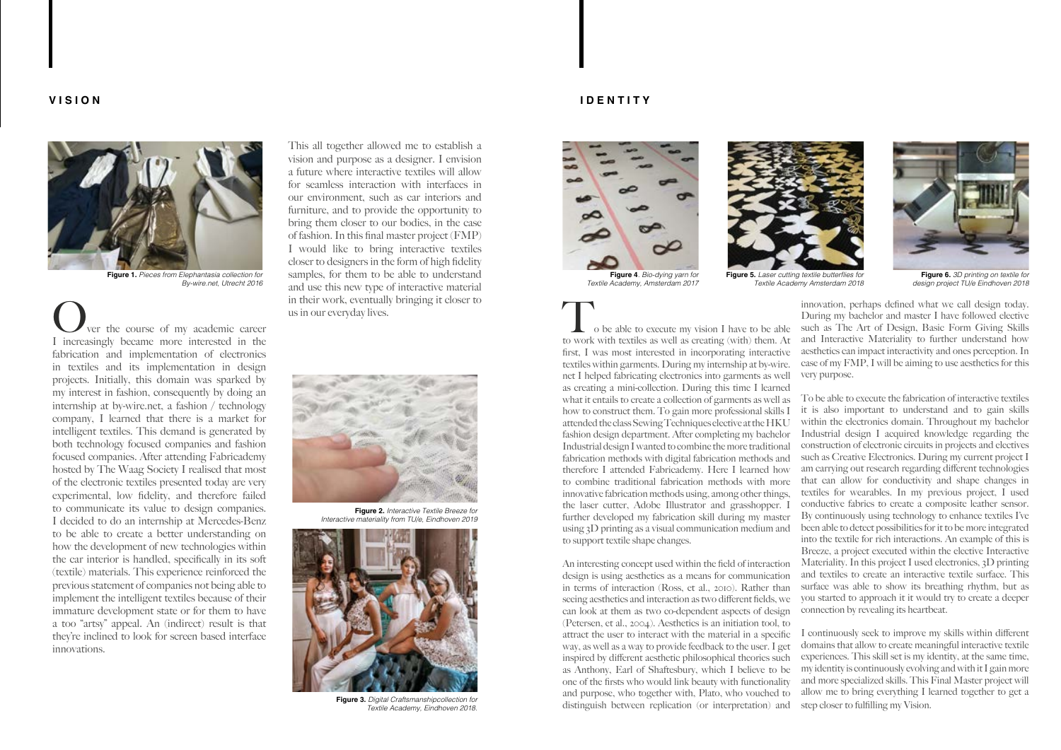## VISION

Figure 1. *Pieces from Elephantasia collection for By-wire.net, Utrecht 2016*

Over the course of my academic career I increasingly became more interested in the fabrication and implementation of electronics in textiles and its implementation in design projects. Initially, this domain was sparked by my interest in fashion, consequently by doing an internship at by-wire.net, a fashion / technology company, I learned that there is a market for intelligent textiles. This demand is generated by both technology focused companies and fashion focused companies. After attending Fabricademy hosted by The Waag Society I realised that most of the electronic textiles presented today are very experimental, low fidelity, and therefore failed to communicate its value to design companies. I decided to do an internship at Mercedes-Benz to be able to create a better understanding on how the development of new technologies within the car interior is handled, specifically in its soft (textile) materials. This experience reinforced the previous statement of companies not being able to implement the intelligent textiles because of their immature development state or for them to have a too "artsy" appeal. An (indirect) result is that they're inclined to look for screen based interface innovations.

This all together allowed me to establish a vision and purpose as a designer. I envision a future where interactive textiles will allow for seamless interaction with interfaces in our environment, such as car interiors and furniture, and to provide the opportunity to bring them closer to our bodies, in the case of fashion. In this final master project (FMP) I would like to bring interactive textiles closer to designers in the form of high fidelity samples, for them to be able to understand and use this new type of interactive material in their work, eventually bringing it closer to us in our everyday lives.

Figure 2. *Interactive Textile Breeze for Interactive materiality from TU/e, Eindhoven 2019*

Figure 3. *Digital Craftsmanshipcollection for Textile Academy, Eindhoven 2018.*

## IDENTITY

Figure 4. *Bio-dying yarn for Textile Academy, Amsterdam 2017*

Figure 5. *Laser cutting textile butterflies for Textile Academy Amsterdam 2018*

Figure 6. *3D printing on textile for design project TU/e Eindhoven 2018*

To be able to execute my vision I have to be able to work with textiles as well as creating (with) them. At first, I was most interested in incorporating interactive textiles within garments. During my internship at by-wire.net I helped fabricating electronics into garments as well as creating a mini-collection. During this time I learned what it entails to create a collection of garments as well as how to construct them. To gain more professional skills I attended the class Sewing Techniques elective at the HKU fashion design department. After completing my bachelor Industrial design I wanted to combine the more traditional fabrication methods with digital fabrication methods and therefore I attended Fabricademy. Here I learned how to combine traditional fabrication methods with more innovative fabrication methods using, among other things, the laser cutter, Adobe Illustrator and grasshopper. I further developed my fabrication skill during my master using 3D printing as a visual communication medium and to support textile shape changes.

An interesting concept used within the field of interaction design is using aesthetics as a means for communication in terms of interaction (Ross, et al., 2010). Rather than seeing aesthetics and interaction as two different fields, we can look at them as two co-dependent aspects of design (Petersen, et al., 2004). Aesthetics is an initiation tool, to attract the user to interact with the material in a specific way, as well as a way to provide feedback to the user. I get inspired by different aesthetic philosophical theories such as Anthony, Earl of Shaftesbury, which I believe to be one of the firsts who would link beauty with functionality and purpose, who together with, Plato, who vouched to distinguish between replication (or interpretation) and innovation, perhaps defined what we call design today. During my bachelor and master I have followed elective such as The Art of Design, Basic Form Giving Skills and Interactive Materiality to further understand how aesthetics can impact interactivity and ones perception. In case of my FMP, I will be aiming to use aesthetics for this very purpose.

To be able to execute the fabrication of interactive textiles it is also important to understand and to gain skills within the electronics domain. Throughout my bachelor Industrial design I acquired knowledge regarding the construction of electronic circuits in projects and electives such as Creative Electronics. During my current project I am carrying out research regarding different technologies that can allow for conductivity and shape changes in textiles for wearables. In my previous project, I used conductive fabrics to create a composite leather sensor. By continuously using technology to enhance textiles I've been able to detect possibilities for it to be more integrated into the textile for rich interactions. An example of this is Breeze, a project executed within the elective Interactive Materiality. In this project I used electronics, 3D printing and textiles to create an interactive textile surface. This surface was able to show its breathing rhythm, but as you started to approach it it would try to create a deeper connection by revealing its heartbeat.

I continuously seek to improve my skills within different domains that allow to create meaningful interactive textile experiences. This skill set is my identity, at the same time, my identity is continuously evolving and with it I gain more and more specialized skills. This Final Master project will allow me to bring everything I learned together to get a step closer to fulfilling my Vision.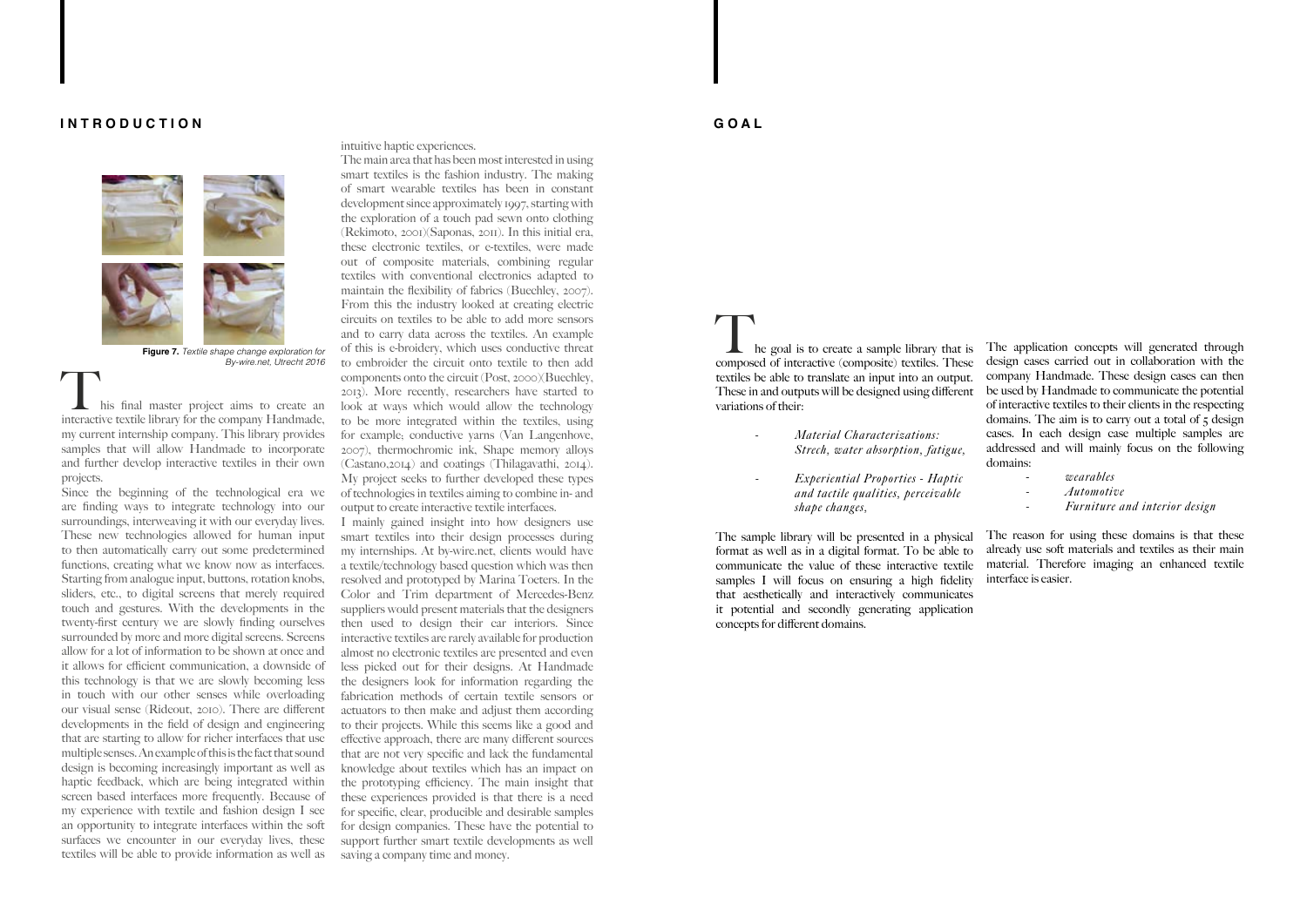## INTRODUCTION

**Figure 7.** *Textile shape change exploration for By-wire.net, Utrecht 2016*

This final master project aims to create an interactive textile library for the company Handmade, my current internship company. This library provides samples that will allow Handmade to incorporate and further develop interactive textiles in their own projects.

Since the beginning of the technological era we are finding ways to integrate technology into our surroundings, interweaving it with our everyday lives. These new technologies allowed for human input to then automatically carry out some predetermined functions, creating what we know now as interfaces. Starting from analogue input, buttons, rotation knobs, sliders, etc., to digital screens that merely required touch and gestures. With the developments in the twenty-first century we are slowly finding ourselves surrounded by more and more digital screens. Screens allow for a lot of information to be shown at once and it allows for efficient communication, a downside of this technology is that we are slowly becoming less in touch with our other senses while overloading our visual sense (Rideout, 2010). There are different developments in the field of design and engineering that are starting to allow for richer interfaces that use multiple senses. An example of this is the fact that sound design is becoming increasingly important as well as haptic feedback, which are being integrated within screen based interfaces more frequently. Because of my experience with textile and fashion design I see an opportunity to integrate interfaces within the soft surfaces we encounter in our everyday lives, these textiles will be able to provide information as well as intuitive haptic experiences.

The main area that has been most interested in using smart textiles is the fashion industry. The making of smart wearable textiles has been in constant development since approximately 1997, starting with the exploration of a touch pad sewn onto clothing (Rekimoto, 2001)(Saponas, 2011). In this initial era, these electronic textiles, or e-textiles, were made out of composite materials, combining regular textiles with conventional electronics adapted to maintain the flexibility of fabrics (Buechley, 2007). From this the industry looked at creating electric circuits on textiles to be able to add more sensors and to carry data across the textiles. An example of this is e-broidery, which uses conductive threat to embroider the circuit onto textile to then add components onto the circuit (Post, 2000)(Buechley, 2013). More recently, researchers have started to look at ways which would allow the technology to be more integrated within the textiles, using for example; conductive yarns (Van Langenhove, 2007), thermochromic ink, Shape memory alloys (Castano,2014) and coatings (Thilagavathi, 2014). My project seeks to further developed these types of technologies in textiles aiming to combine in- and output to create interactive textile interfaces.

I mainly gained insight into how designers use smart textiles into their design processes during my internships. At by-wire.net, clients would have a textile/technology based question which was then resolved and prototyped by Marina Toeters. In the Color and Trim department of Mercedes-Benz suppliers would present materials that the designers then used to design their car interiors. Since interactive textiles are rarely available for production almost no electronic textiles are presented and even less picked out for their designs. At Handmade the designers look for information regarding the fabrication methods of certain textile sensors or actuators to then make and adjust them according to their projects. While this seems like a good and effective approach, there are many different sources that are not very specific and lack the fundamental knowledge about textiles which has an impact on the prototyping efficiency. The main insight that these experiences provided is that there is a need for specific, clear, producible and desirable samples for design companies. These have the potential to support further smart textile developments as well saving a company time and money.

## GOAL

The goal is to create a sample library that is composed of interactive (composite) textiles. These textiles be able to translate an input into an output. These in and outputs will be designed using different variations of their:

- *Material Characterizations: Strech, water absorption, fatigue,*
- *Experiential Properties - Haptic and tactile qualities, perceivable shape changes,*

The sample library will be presented in a physical format as well as in a digital format. To be able to communicate the value of these interactive textile samples I will focus on ensuring a high fidelity that aesthetically and interactively communicates it potential and secondly generating application concepts for different domains.

The application concepts will generated through design cases carried out in collaboration with the company Handmade. These design cases can then be used by Handmade to communicate the potential of interactive textiles to their clients in the respecting domains. The aim is to carry out a total of 5 design cases. In each design case multiple samples are addressed and will mainly focus on the following domains:

- *wearables*
- *Automotive*
- *Furniture and interior design*

The reason for using these domains is that these already use soft materials and textiles as their main material. Therefore imaging an enhanced textile interface is easier.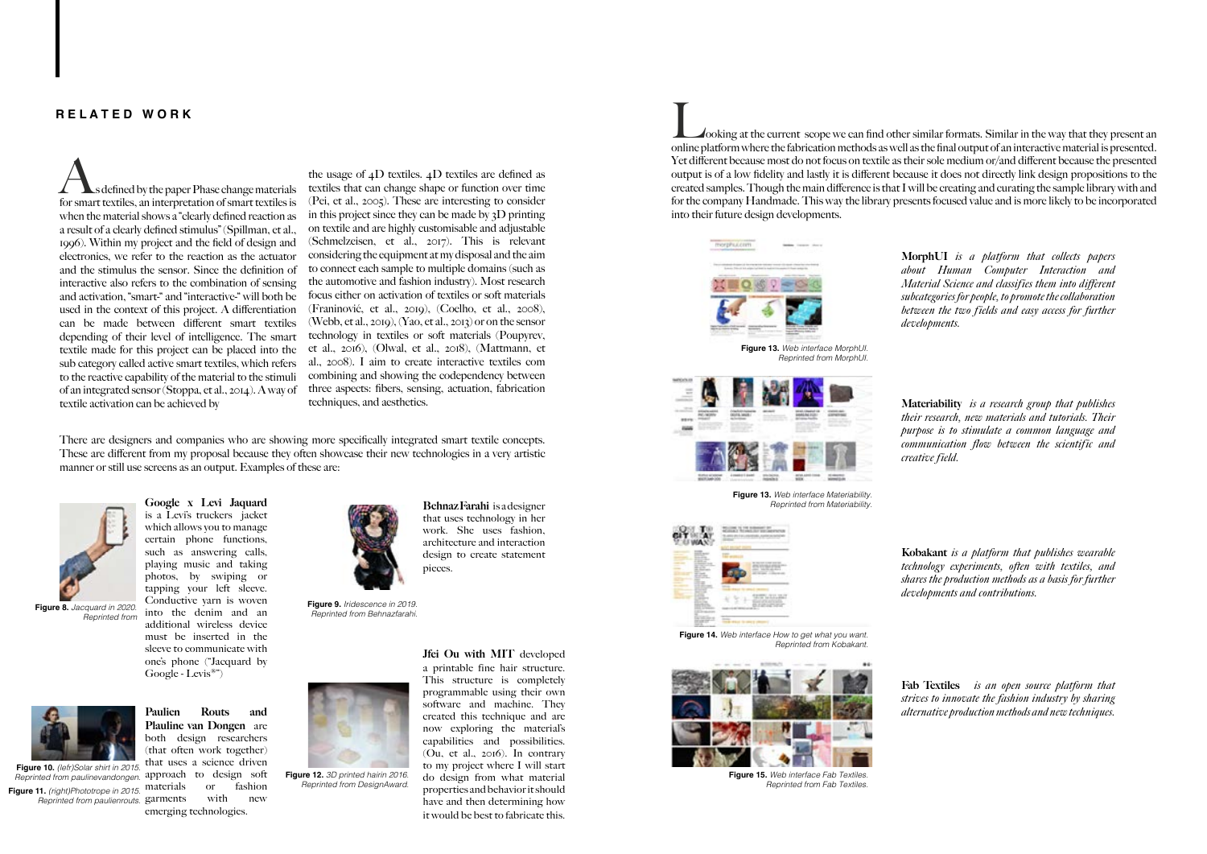## RELATED WORK

As defined by the paper Phase change materials for smart textiles, an interpretation of smart textiles is when the material shows a "clearly defined reaction as a result of a clearly defined stimulus" (Spillman, et al., 1996). Within my project and the field of design and electronics, we refer to the reaction as the actuator and the stimulus the sensor. Since the definition of interactive also refers to the combination of sensing and activation, "smart-" and "interactive-" will both be used in the context of this project. A differentiation can be made between different smart textiles depending of their level of intelligence. The smart textile made for this project can be placed into the sub category called active smart textiles, which refers to the reactive capability of the material to the stimuli of an integrated sensor (Stoppa, et al., 2014). A way of textile activation can be achieved by the usage of 4D textiles. 4D textiles are defined as textiles that can change shape or function over time (Pei, et al., 2005). These are interesting to consider in this project since they can be made by 3D printing on textile and are highly customisable and adjustable (Schmelzeisen, et al., 2017). This is relevant considering the equipment at my disposal and the aim to connect each sample to multiple domains (such as the automotive and fashion industry). Most research focus either on activation of textiles or soft materials (Franinović, et al., 2019), (Coelho, et al., 2008), (Webb, et al., 2019), (Yao, et al., 2013) or on the sensor technology in textiles or soft materials (Poupyrev, et al., 2016), (Olwal, et al., 2018), (Mattmann, et al., 2008). I aim to create interactive textiles com combining and showing the codependency between three aspects: fibers, sensing, actuation, fabrication techniques, and aesthetics.

There are designers and companies who are showing more specifically integrated smart textile concepts. These are different from my proposal because they often showcase their new technologies in a very artistic manner or still use screens as an output. Examples of these are:

**Google x Levi Jaquard** is a Levi's truckers jacket which allows you to manage certain phone functions, such as answering calls, playing music and taking photos, by swiping or tapping your left sleeve. Conductive yarn is woven into the denim and an additional wireless device must be inserted in the sleeve to communicate with one's phone ("Jacquard by Google - Levis®")

**Figure 8.** *Jacquard in 2020. Reprinted from*

**Behnaz Farahi** is a designer that uses technology in her work. She uses fashion, architecture and interaction design to create statement pieces.

**Figure 9.** *Iridescence in 2019. Reprinted from Behnazfarahi.*

**Paulien Routs and Plauline van Dongen** are both design researchers (that often work together) that uses a science driven approach to design soft materials or fashion garments with new emerging technologies.

**Figure 10.** *(left)Solar shirt in 2015. Reprinted from paulinevandongen.*
**Figure 11.** *(right)Phototrope in 2015. Reprinted from paulienrouts.*

**Jfei Ou with MIT** developed a printable fine hair structure. This structure is completely programmable using their own software and machine. They created this technique and are now exploring the material's capabilities and possibilities. (Ou, et al., 2016). In contrary to my project where I will start do design from what material properties and behavior it should have and then determining how it would be best to fabricate this.

**Figure 12.** *3D printed hairin 2016. Reprinted from DesignAward.*

Looking at the current scope we can find other similar formats. Similar in the way that they present an online platform where the fabrication methods as well as the final output of an interactive material is presented. Yet different because most do not focus on textile as their sole medium or/and different because the presented output is of a low fidelity and lastly it is different because it does not directly link design propositions to the created samples. Though the main difference is that I will be creating and curating the sample library with and for the company Handmade. This way the library presents focused value and is more likely to be incorporated into their future design developments.

**Figure 13.** *Web interface MorphUI. Reprinted from MorphUI.*

**MorphUI** *is a platform that collects papers about Human Computer Interaction and Material Science and classifies them into different subcategories for people, to promote the collaboration between the two fields and easy access for further developments.*

**Figure 13.** *Web interface Materiability. Reprinted from Materiability.*

**Materiability** *is a research group that publishes their research, new materials and tutorials. Their purpose is to stimulate a common language and communication flow between the scientific and creative field.*

**Figure 14.** *Web interface How to get what you want. Reprinted from Kobakant.*

**Kobakant** *is a platform that publishes wearable technology experiments, often with textiles, and shares the production methods as a basis for further developments and contributions.*

**Figure 15.** *Web interface Fab Textiles. Reprinted from Fab Textiles.*

**Fab Textiles** *is an open source platform that strives to innovate the fashion industry by sharing alternative production methods and new techniques.*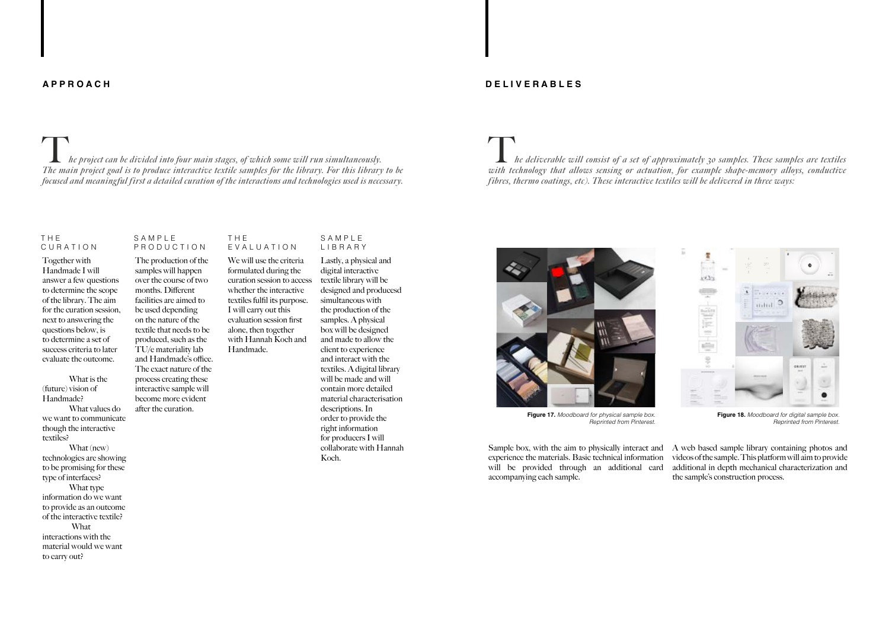## APPROACH

*The project can be divided into four main stages, of which some will run simultaneously. The main project goal is to produce interactive textile samples for the library. For this library to be focused and meaningful first a detailed curation of the interactions and technologies used is necessary.*

### THE CURATION

Together with Handmade I will answer a few questions to determine the scope of the library. The aim for the curation session, next to answering the questions below, is to determine a set of success criteria to later evaluate the outcome.

What is the (future) vision of Handmade?

What values do we want to communicate though the interactive textiles?

What (new) technologies are showing to be promising for these type of interfaces?

What type information do we want to provide as an outcome of the interactive textile?

What interactions with the material would we want to carry out?

### SAMPLE PRODUCTION

The production of the samples will happen over the course of two months. Different facilities are aimed to be used depending on the nature of the textile that needs to be produced, such as the TU/e materiality lab and Handmade's office. The exact nature of the process creating these interactive sample will become more evident after the curation.

### THE EVALUATION

We will use the criteria formulated during the curation session to access whether the interactive textiles fulfil its purpose. I will carry out this evaluation session first alone, then together with Hannah Koch and Handmade.

### SAMPLE LIBRARY

Lastly, a physical and digital interactive textile library will be designed and producesd simultaneous with the production of the samples. A physical box will be designed and made to allow the client to experience and interact with the textiles. A digital library will be made and will contain more detailed material characterisation descriptions. In order to provide the right information for producers I will collaborate with Hannah Koch.

## DELIVERABLES

*The deliverable will consist of a set of approximately 30 samples. These samples are textiles with technology that allows sensing or actuation, for example shape-memory alloys, conductive fibres, thermo coatings, etc). These interactive textiles will be delivered in three ways:*

**Figure 17.** *Moodboard for physical sample box. Reprinted from Pinterest.*

**Figure 18.** *Moodboard for digital sample box. Reprinted from Pinterest.*

Sample box, with the aim to physically interact and experience the materials. Basic technical information will be provided through an additional card accompanying each sample.

A web based sample library containing photos and videos of the sample. This platform will aim to provide additional in depth mechanical characterization and the sample's construction process.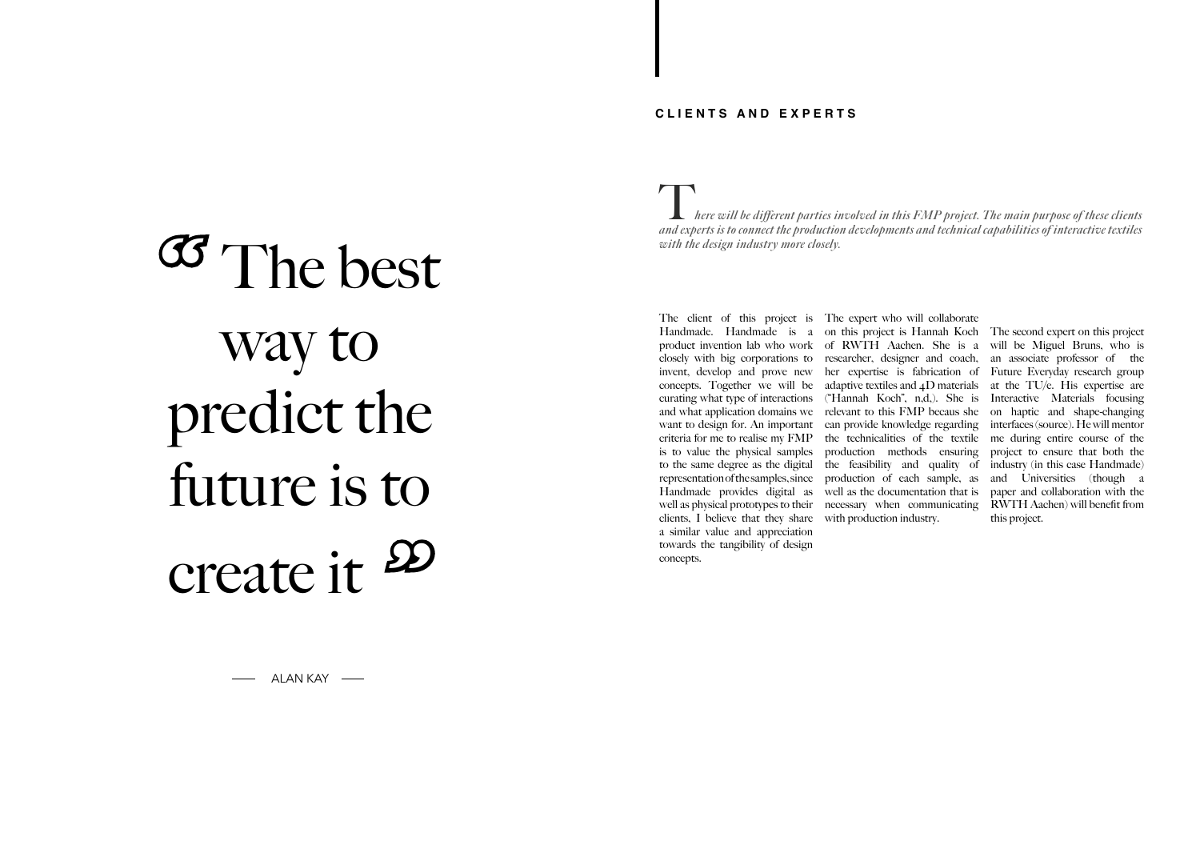> “The best way to predict the future is to create it”
>
> — ALAN KAY —

## CLIENTS AND EXPERTS

*There will be different parties involved in this FMP project. The main purpose of these clients and experts is to connect the production developments and technical capabilities of interactive textiles with the design industry more closely.*

The client of this project is Handmade. Handmade is a product invention lab who work closely with big corporations to invent, develop and prove new concepts. Together we will be curating what type of interactions and what application domains we want to design for. An important criteria for me to realise my FMP is to value the physical samples to the same degree as the digital representation of the samples, since Handmade provides digital as well as physical prototypes to their clients, I believe that they share a similar value and appreciation towards the tangibility of design concepts.

The expert who will collaborate on this project is Hannah Koch of RWTH Aachen. She is a researcher, designer and coach, her expertise is fabrication of adaptive textiles and 4D materials ("Hannah Koch", n,d,). She is relevant to this FMP becaus she can provide knowledge regarding the technicalities of the textile production methods ensuring the feasibility and quality of production of each sample, as well as the documentation that is necessary when communicating with production industry.

The second expert on this project will be Miguel Bruns, who is an associate professor of the Future Everyday research group at the TU/e. His expertise are Interactive Materials focusing on haptic and shape-changing interfaces (source). He will mentor me during entire course of the project to ensure that both the industry (in this case Handmade) and Universities (though a paper and collaboration with the RWTH Aachen) will benefit from this project.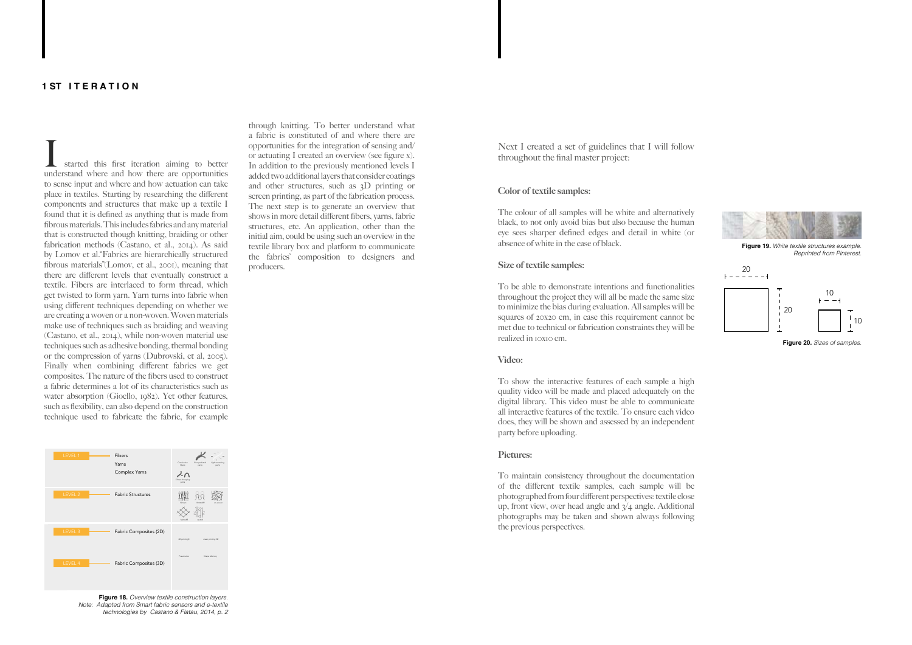## 1ST ITERATION

I started this first iteration aiming to better understand where and how there are opportunities to sense input and where and how actuation can take place in textiles. Starting by researching the different components and structures that make up a textile I found that it is defined as anything that is made from fibrous materials. This includes fabrics and any material that is constructed though knitting, braiding or other fabrication methods (Castano, et al., 2014). As said by Lomov et al."Fabrics are hierarchically structured fibrous materials"(Lomov, et al., 2001), meaning that there are different levels that eventually construct a textile. Fibers are interlaced to form thread, which get twisted to form yarn. Yarn turns into fabric when using different techniques depending on whether we are creating a woven or a non-woven. Woven materials make use of techniques such as braiding and weaving (Castano, et al., 2014), while non-woven material use techniques such as adhesive bonding, thermal bonding or the compression of yarns (Dubrowski, et al, 2005). Finally when combining different fabrics we get composites. The nature of the fibers used to construct a fabric determines a lot of its characteristics such as water absorption (Gioello, 1982). Yet other features, such as flexibility, can also depend on the construction technique used to fabricate the fabric, for example through knitting. To better understand what a fabric is constituted of and where there are opportunities for the integration of sensing and/or actuating I created an overview (see figure x). In addition to the previously mentioned levels I added two additional layers that consider coatings and other structures, such as 3D printing or screen printing, as part of the fabrication process. The next step is to generate an overview that shows in more detail different fibers, yarns, fabric structures, etc. An application, other than the initial aim, could be using such an overview in the textile library box and platform to communicate the fabrics' composition to designers and producers.

| | | |
|---|---|---|
| LEVEL 1 | Fibers<br>Yarns<br>Complex Yarns | Conductive fibers, Encapsulated yarns, Light-emitting yarns, Shape-changing yarns |
| LEVEL 2 | Fabric Structures | Woven, Knitted, Nonwoven, Braided, Laced |
| LEVEL 3 | Fabric Composites (2D) | 3D printing, Laser printing, … |
| LEVEL 4 | Fabric Composites (3D) | Pneumatic, Shape Memory |

**Figure 18.** *Overview textile construction layers.*
*Note: Adapted from Smart fabric sensors and e-textile technologies by Castano & Flatau, 2014, p. 2*

Next I created a set of guidelines that I will follow throughout the final master project:

### Color of textile samples:

The colour of all samples will be white and alternatively black, to not only avoid bias but also because the human eye sees sharper defined edges and detail in white (or absence of white in the case of black.

**Figure 19.** *White textile structures example. Reprinted from Pinterest.*

### Size of textile samples:

To be able to demonstrate intentions and functionalities throughout the project they will all be made the same size to minimize the bias during evaluation. All samples will be squares of 20x20 cm, in case this requirement cannot be met due to technical or fabrication constraints they will be realized in 10x10 cm.

**Figure 20.** *Sizes of samples.*

### Video:

To show the interactive features of each sample a high quality video will be made and placed adequately on the digital library. This video must be able to communicate all interactive features of the textile. To ensure each video does, they will be shown and assessed by an independent party before uploading.

### Pictures:

To maintain consistency throughout the documentation of the different textile samples, each sample will be photographed from four different perspectives: textile close up, front view, over head angle and 3/4 angle. Additional photographs may be taken and shown always following the previous perspectives.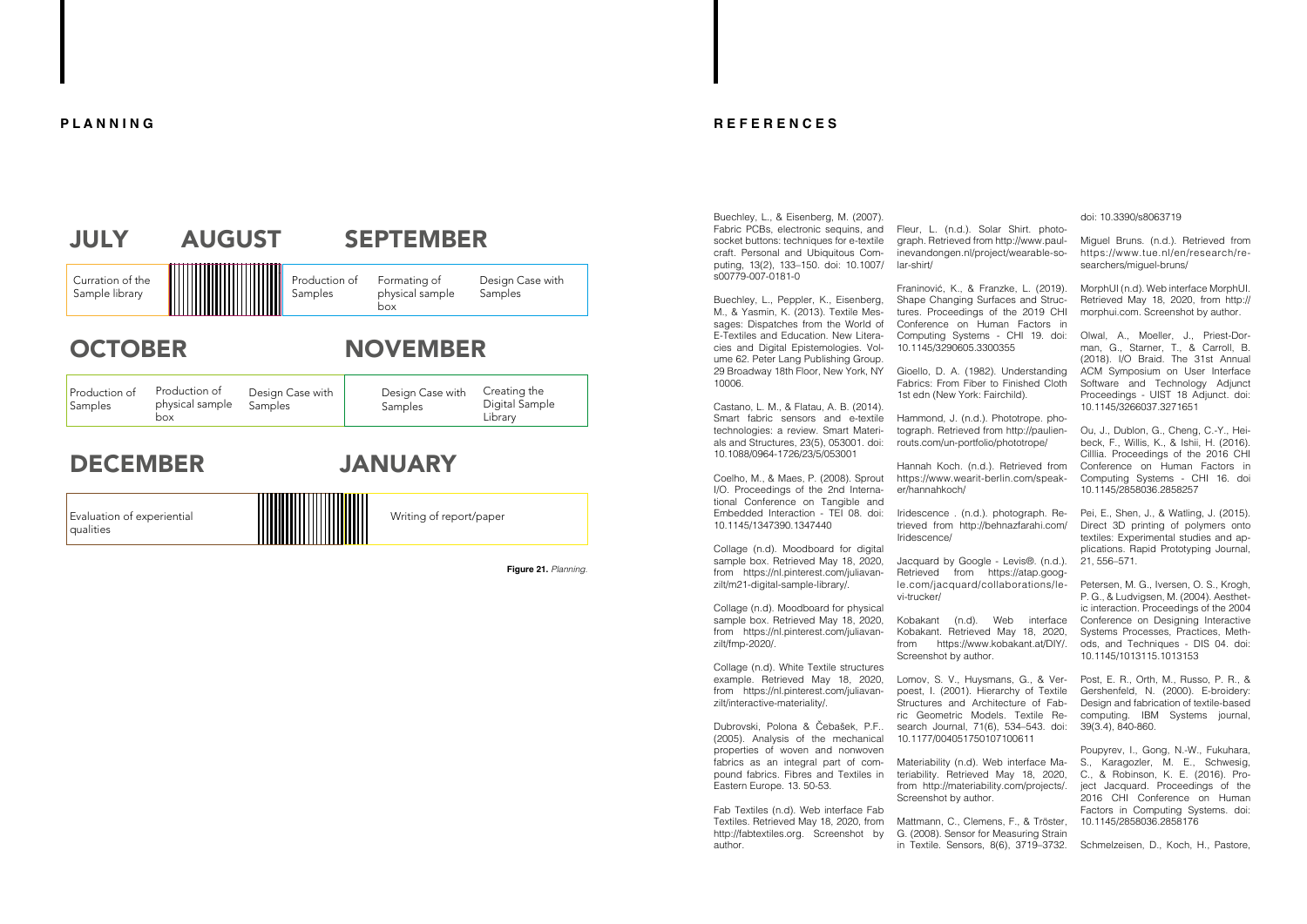## PLANNING

### JULY / AUGUST / SEPTEMBER

| Curration of the Sample library | | Production of Samples | Formating of physical sample box | Design Case with Samples |
|---|---|---|---|---|

### OCTOBER / NOVEMBER

| Production of Samples | Production of physical sample box | Design Case with Samples | Design Case with Samples | Creating the Digital Sample Library |
|---|---|---|---|---|

### DECEMBER / JANUARY

| Evaluation of experiential qualities | | Writing of report/paper |
|---|---|---|

**Figure 21.** *Planning.*

## REFERENCES

Buechley, L., & Eisenberg, M. (2007). Fabric PCBs, electronic sequins, and socket buttons: techniques for e-textile craft. Personal and Ubiquitous Computing, 13(2), 133–150. doi: 10.1007/s00779-007-0181-0

Buechley, L., Peppler, K., Eisenberg, M., & Yasmin, K. (2013). Textile Messages: Dispatches from the World of E-Textiles and Education. New Literacies and Digital Epistemologies. Volume 62. Peter Lang Publishing Group. 29 Broadway 18th Floor, New York, NY 10006.

Castano, L. M., & Flatau, A. B. (2014). Smart fabric sensors and e-textile technologies: a review. Smart Materials and Structures, 23(5), 053001. doi: 10.1088/0964-1726/23/5/053001

Coelho, M., & Maes, P. (2008). Sprout I/O. Proceedings of the 2nd International Conference on Tangible and Embedded Interaction - TEI 08. doi: 10.1145/1347390.1347440

Collage (n.d). Moodboard for digital sample box. Retrieved May 18, 2020, from https://nl.pinterest.com/juliavanzilt/m21-digital-sample-library/.

Collage (n.d). Moodboard for physical sample box. Retrieved May 18, 2020, from https://nl.pinterest.com/juliavanzilt/fmp-2020/.

Collage (n.d). White Textile structures example. Retrieved May 18, 2020, from https://nl.pinterest.com/juliavanzilt/interactive-materiality/.

Dubrovski, Polona & Čebašek, P.F.. (2005). Analysis of the mechanical properties of woven and nonwoven fabrics as an integral part of compound fabrics. Fibres and Textiles in Eastern Europe. 13. 50-53.

Fab Textiles (n.d). Web interface Fab Textiles. Retrieved May 18, 2020, from http://fabtextiles.org. Screenshot by author.

Fleur, L. (n.d.). Solar Shirt. photograph. Retrieved from http://www.paulinevandongen.nl/project/wearable-solar-shirt/

Franinović, K., & Franzke, L. (2019). Shape Changing Surfaces and Structures. Proceedings of the 2019 CHI Conference on Human Factors in Computing Systems - CHI 19. doi: 10.1145/3290605.3300355

Gioello, D. A. (1982). Understanding Fabrics: From Fiber to Finished Cloth 1st edn (New York: Fairchild).

Hammond, J. (n.d.). Phototrope. photograph. Retrieved from http://paulienrouts.com/un-portfolio/phototrope/

Hannah Koch. (n.d.). Retrieved from https://www.wearit-berlin.com/speaker/hannahkoch/

Iridescence . (n.d.). photograph. Retrieved from http://behnazfarahi.com/Iridescence/

Jacquard by Google - Levis®. (n.d.). Retrieved from https://atap.google.com/jacquard/collaborations/levi-trucker/

Kobakant (n.d). Web interface Kobakant. Retrieved May 18, 2020, from https://www.kobakant.at/DIY/. Screenshot by author.

Lomov, S. V., Huysmans, G., & Verpoest, I. (2001). Hierarchy of Textile Structures and Architecture of Fabric Geometric Models. Textile Research Journal, 71(6), 534–543. doi: 10.1177/004051750107100611

Materiability (n.d). Web interface Materiability. Retrieved May 18, 2020, from http://materiability.com/projects/. Screenshot by author.

Mattmann, C., Clemens, F., & Tröster, G. (2008). Sensor for Measuring Strain in Textile. Sensors, 8(6), 3719–3732. doi: 10.3390/s8063719

Miguel Bruns. (n.d.). Retrieved from https://www.tue.nl/en/research/researchers/miguel-bruns/

MorphUI (n.d). Web interface MorphUI. Retrieved May 18, 2020, from http://morphui.com. Screenshot by author.

Olwal, A., Moeller, J., Priest-Dorman, G., Starner, T., & Carroll, B. (2018). I/O Braid. The 31st Annual ACM Symposium on User Interface Software and Technology Adjunct Proceedings - UIST 18 Adjunct. doi: 10.1145/3266037.3271651

Ou, J., Dublon, G., Cheng, C.-Y., Heibeck, F., Willis, K., & Ishii, H. (2016). Cilllia. Proceedings of the 2016 CHI Conference on Human Factors in Computing Systems - CHI 16. doi 10.1145/2858036.2858257

Pei, E., Shen, J., & Watling, J. (2015). Direct 3D printing of polymers onto textiles: Experimental studies and applications. Rapid Prototyping Journal, 21, 556–571.

Petersen, M. G., Iversen, O. S., Krogh, P. G., & Ludvigsen, M. (2004). Aesthetic interaction. Proceedings of the 2004 Conference on Designing Interactive Systems Processes, Practices, Methods, and Techniques - DIS 04. doi: 10.1145/1013115.1013153

Post, E. R., Orth, M., Russo, P. R., & Gershenfeld, N. (2000). E-broidery: Design and fabrication of textile-based computing. IBM Systems journal, 39(3.4), 840-860.

Poupyrev, I., Gong, N.-W., Fukuhara, S., Karagozler, M. E., Schwesig, C., & Robinson, K. E. (2016). Project Jacquard. Proceedings of the 2016 CHI Conference on Human Factors in Computing Systems. doi: 10.1145/2858036.2858176

Schmelzeisen, D., Koch, H., Pastore,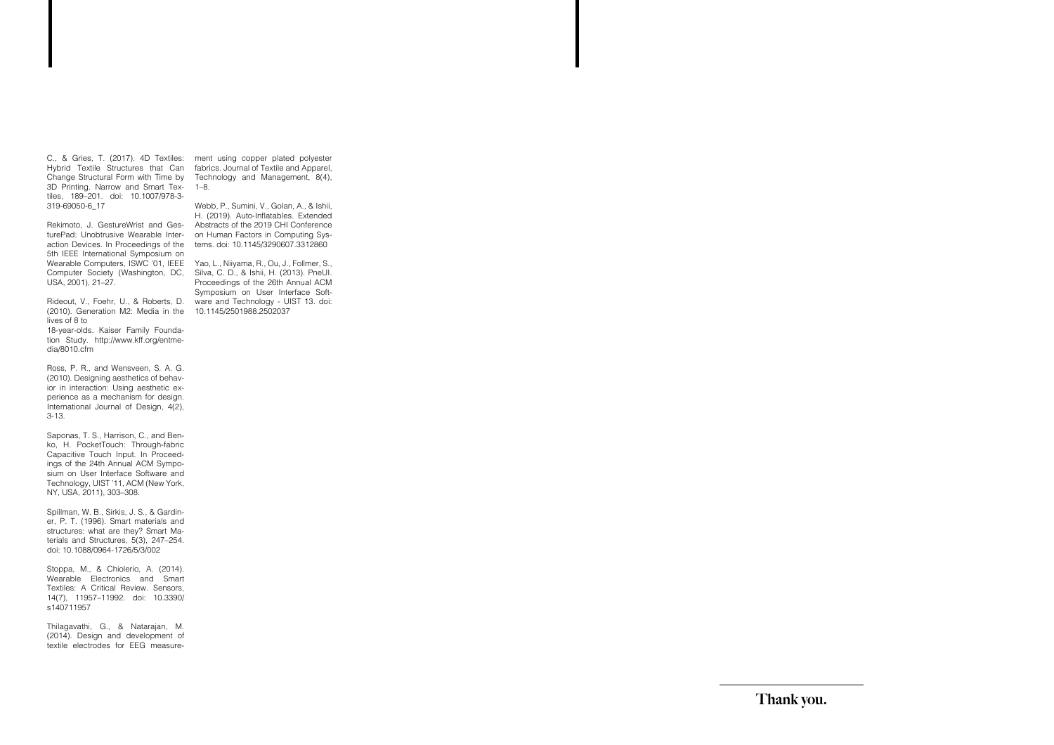C., & Gries, T. (2017). 4D Textiles: Hybrid Textile Structures that Can Change Structural Form with Time by 3D Printing. Narrow and Smart Textiles, 189–201. doi: 10.1007/978-3-319-69050-6_17

Rekimoto, J. GestureWrist and GesturePad: Unobtrusive Wearable Interaction Devices. In Proceedings of the 5th IEEE International Symposium on Wearable Computers, ISWC '01, IEEE Computer Society (Washington, DC, USA, 2001), 21–27.

Rideout, V., Foehr, U., & Roberts, D. (2010). Generation M2: Media in the lives of 8 to
18-year-olds. Kaiser Family Foundation Study. http://www.kff.org/entmedia/8010.cfm

Ross, P. R., and Wensveen, S. A. G. (2010). Designing aesthetics of behavior in interaction: Using aesthetic experience as a mechanism for design. International Journal of Design, 4(2), 3-13.

Saponas, T. S., Harrison, C., and Benko, H. PocketTouch: Through-fabric Capacitive Touch Input. In Proceedings of the 24th Annual ACM Symposium on User Interface Software and Technology, UIST '11, ACM (New York, NY, USA, 2011), 303–308.

Spillman, W. B., Sirkis, J. S., & Gardiner, P. T. (1996). Smart materials and structures: what are they? Smart Materials and Structures, 5(3), 247–254. doi: 10.1088/0964-1726/5/3/002

Stoppa, M., & Chiolerio, A. (2014). Wearable Electronics and Smart Textiles: A Critical Review. Sensors, 14(7), 11957–11992. doi: 10.3390/s140711957

Thilagavathi, G., & Natarajan, M. (2014). Design and development of textile electrodes for EEG measurement using copper plated polyester fabrics. Journal of Textile and Apparel, Technology and Management, 8(4), 1–8.

Webb, P., Sumini, V., Golan, A., & Ishii, H. (2019). Auto-Inflatables. Extended Abstracts of the 2019 CHI Conference on Human Factors in Computing Systems. doi: 10.1145/3290607.3312860

Yao, L., Niiyama, R., Ou, J., Follmer, S., Silva, C. D., & Ishii, H. (2013). PneUI. Proceedings of the 26th Annual ACM Symposium on User Interface Software and Technology - UIST 13. doi: 10.1145/2501988.2502037

**Thank you.**